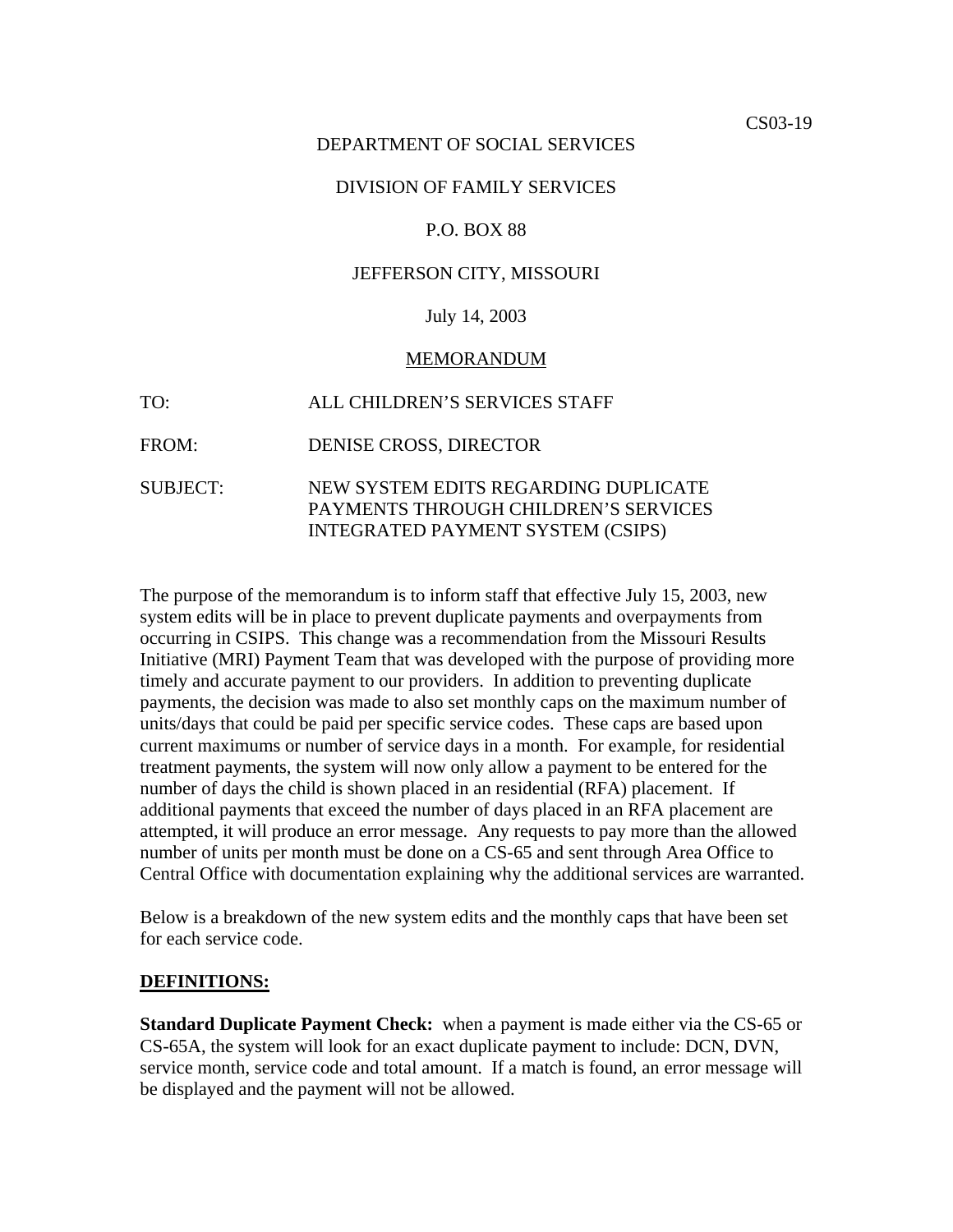CS03-19

DEPARTMENT OF SOCIAL SERVICES

DIVISION OF FAMILY SERVICES

P.O. BOX 88

JEFFERSON CITY, MISSOURI

July 14, 2003

MEMORANDUM

TO: ALL CHILDREN'S SERVICES STAFF

FROM: DENISE CROSS, DIRECTOR

SUBJECT: NEW SYSTEM EDITS REGARDING DUPLICATE PAYMENTS THROUGH CHILDREN'S SERVICES INTEGRATED PAYMENT SYSTEM (CSIPS)

The purpose of the memorandum is to inform staff that effective July 15, 2003, new system edits will be in place to prevent duplicate payments and overpayments from occurring in CSIPS. This change was a recommendation from the Missouri Results Initiative (MRI) Payment Team that was developed with the purpose of providing more timely and accurate payment to our providers. In addition to preventing duplicate payments, the decision was made to also set monthly caps on the maximum number of units/days that could be paid per specific service codes. These caps are based upon current maximums or number of service days in a month. For example, for residential treatment payments, the system will now only allow a payment to be entered for the number of days the child is shown placed in an residential (RFA) placement. If additional payments that exceed the number of days placed in an RFA placement are attempted, it will produce an error message. Any requests to pay more than the allowed number of units per month must be done on a CS-65 and sent through Area Office to Central Office with documentation explaining why the additional services are warranted.

Below is a breakdown of the new system edits and the monthly caps that have been set for each service code.

## DEFINITIONS:

**Standard Duplicate Payment Check:** when a payment is made either via the CS-65 or CS-65A, the system will look for an exact duplicate payment to include: DCN, DVN, service month, service code and total amount. If a match is found, an error message will be displayed and the payment will not be allowed.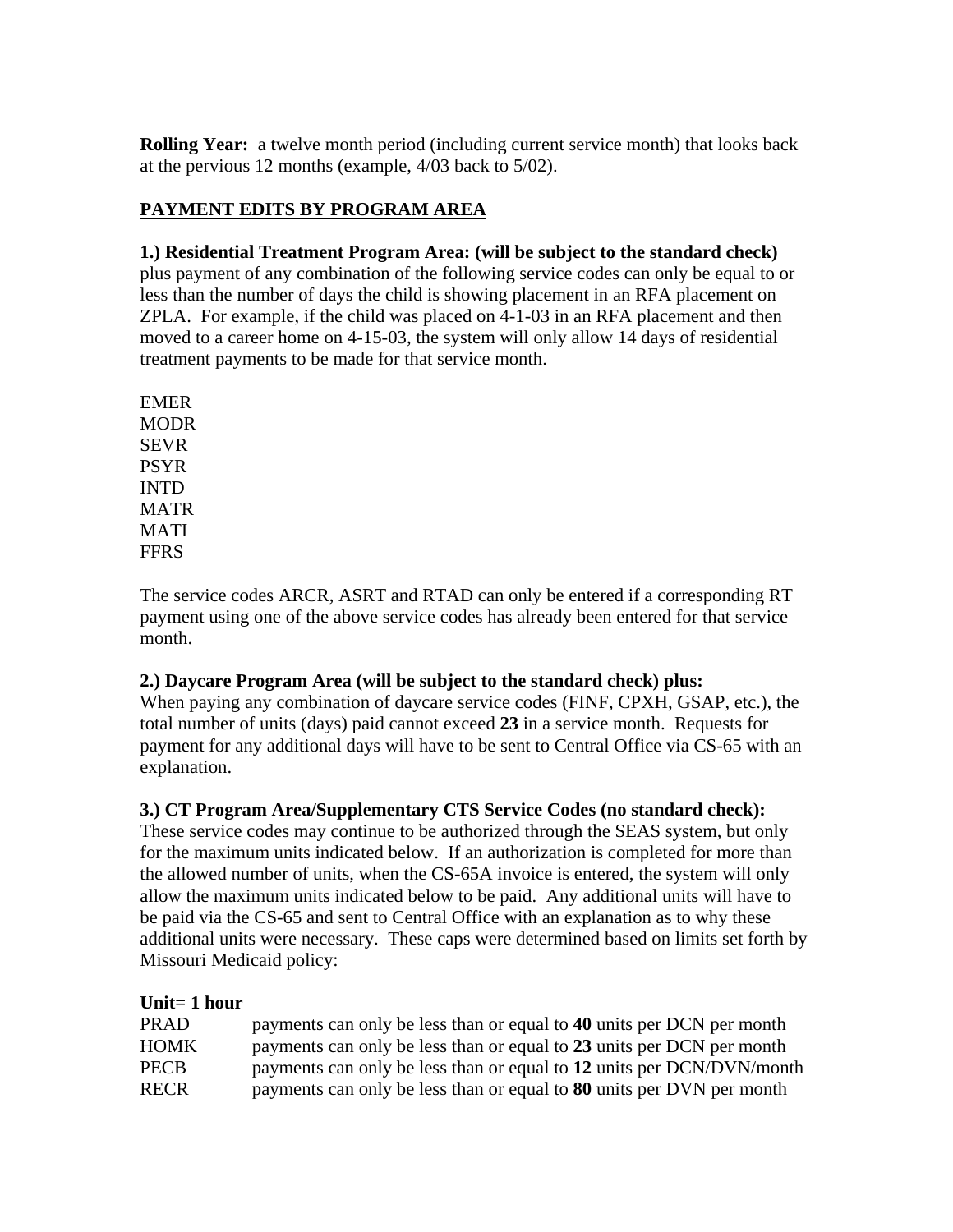**Rolling Year:** a twelve month period (including current service month) that looks back at the pervious 12 months (example, 4/03 back to 5/02).

## PAYMENT EDITS BY PROGRAM AREA

**1.) Residential Treatment Program Area: (will be subject to the standard check)** plus payment of any combination of the following service codes can only be equal to or less than the number of days the child is showing placement in an RFA placement on ZPLA. For example, if the child was placed on 4-1-03 in an RFA placement and then moved to a career home on 4-15-03, the system will only allow 14 days of residential treatment payments to be made for that service month.

EMER
MODR
SEVR
PSYR
INTD
MATR
MATI
FFRS

The service codes ARCR, ASRT and RTAD can only be entered if a corresponding RT payment using one of the above service codes has already been entered for that service month.

**2.) Daycare Program Area (will be subject to the standard check) plus:**
When paying any combination of daycare service codes (FINF, CPXH, GSAP, etc.), the total number of units (days) paid cannot exceed **23** in a service month. Requests for payment for any additional days will have to be sent to Central Office via CS-65 with an explanation.

**3.) CT Program Area/Supplementary CTS Service Codes (no standard check):**
These service codes may continue to be authorized through the SEAS system, but only for the maximum units indicated below. If an authorization is completed for more than the allowed number of units, when the CS-65A invoice is entered, the system will only allow the maximum units indicated below to be paid. Any additional units will have to be paid via the CS-65 and sent to Central Office with an explanation as to why these additional units were necessary. These caps were determined based on limits set forth by Missouri Medicaid policy:

**Unit= 1 hour**

| | |
|---|---|
| PRAD | payments can only be less than or equal to **40** units per DCN per month |
| HOMK | payments can only be less than or equal to **23** units per DCN per month |
| PECB | payments can only be less than or equal to **12** units per DCN/DVN/month |
| RECR | payments can only be less than or equal to **80** units per DVN per month |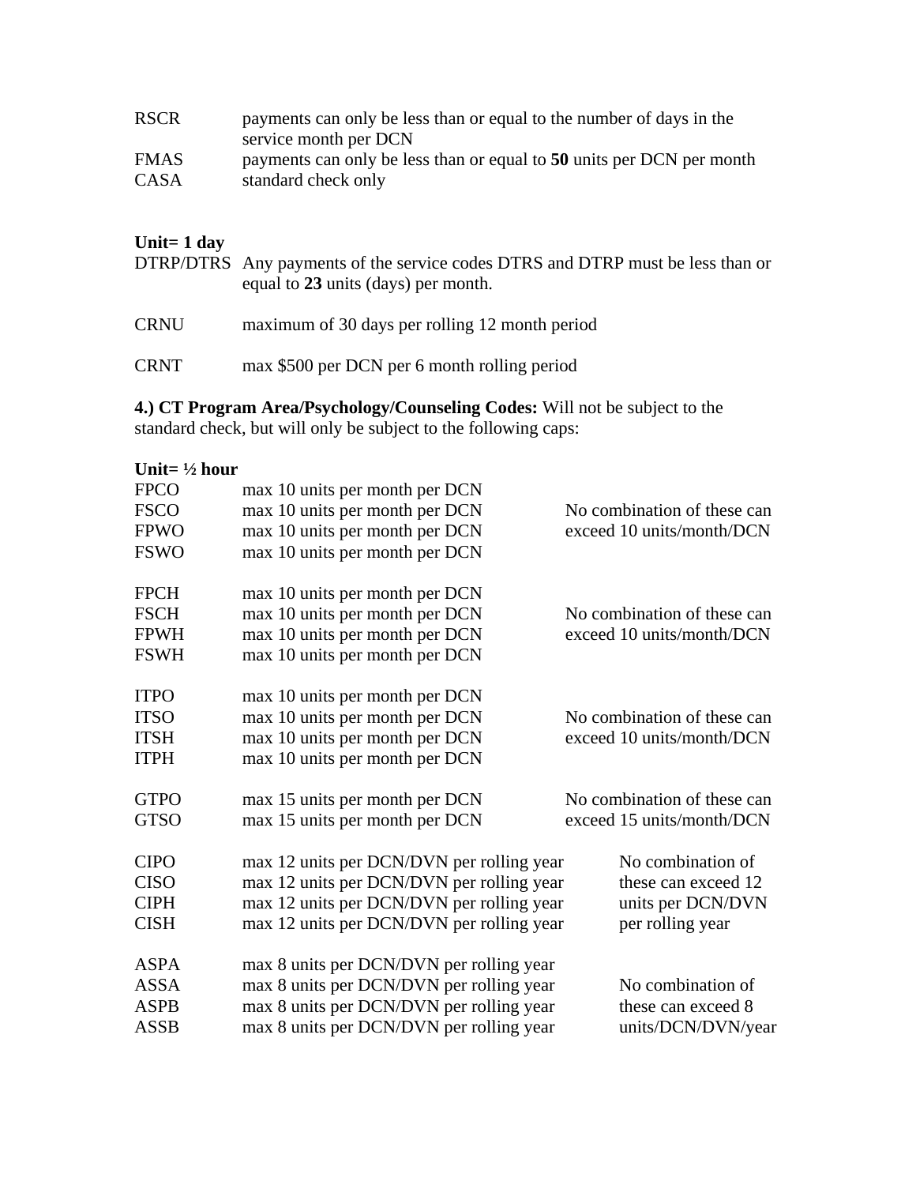| | |
|---|---|
| RSCR | payments can only be less than or equal to the number of days in the service month per DCN |
| FMAS | payments can only be less than or equal to **50** units per DCN per month |
| CASA | standard check only |

**Unit= 1 day**

| | |
|---|---|
| DTRP/DTRS | Any payments of the service codes DTRS and DTRP must be less than or equal to **23** units (days) per month. |
| CRNU | maximum of 30 days per rolling 12 month period |
| CRNT | max $500 per DCN per 6 month rolling period |

**4.) CT Program Area/Psychology/Counseling Codes:** Will not be subject to the standard check, but will only be subject to the following caps:

**Unit= ½ hour**

| Code | Cap | Combination limit |
|---|---|---|
| FPCO | max 10 units per month per DCN | No combination of these can exceed 10 units/month/DCN |
| FSCO | max 10 units per month per DCN | |
| FPWO | max 10 units per month per DCN | |
| FSWO | max 10 units per month per DCN | |
| FPCH | max 10 units per month per DCN | No combination of these can exceed 10 units/month/DCN |
| FSCH | max 10 units per month per DCN | |
| FPWH | max 10 units per month per DCN | |
| FSWH | max 10 units per month per DCN | |
| ITPO | max 10 units per month per DCN | No combination of these can exceed 10 units/month/DCN |
| ITSO | max 10 units per month per DCN | |
| ITSH | max 10 units per month per DCN | |
| ITPH | max 10 units per month per DCN | |
| GTPO | max 15 units per month per DCN | No combination of these can exceed 15 units/month/DCN |
| GTSO | max 15 units per month per DCN | |
| CIPO | max 12 units per DCN/DVN per rolling year | No combination of these can exceed 12 units per DCN/DVN per rolling year |
| CISO | max 12 units per DCN/DVN per rolling year | |
| CIPH | max 12 units per DCN/DVN per rolling year | |
| CISH | max 12 units per DCN/DVN per rolling year | |
| ASPA | max 8 units per DCN/DVN per rolling year | No combination of these can exceed 8 units/DCN/DVN/year |
| ASSA | max 8 units per DCN/DVN per rolling year | |
| ASPB | max 8 units per DCN/DVN per rolling year | |
| ASSB | max 8 units per DCN/DVN per rolling year | |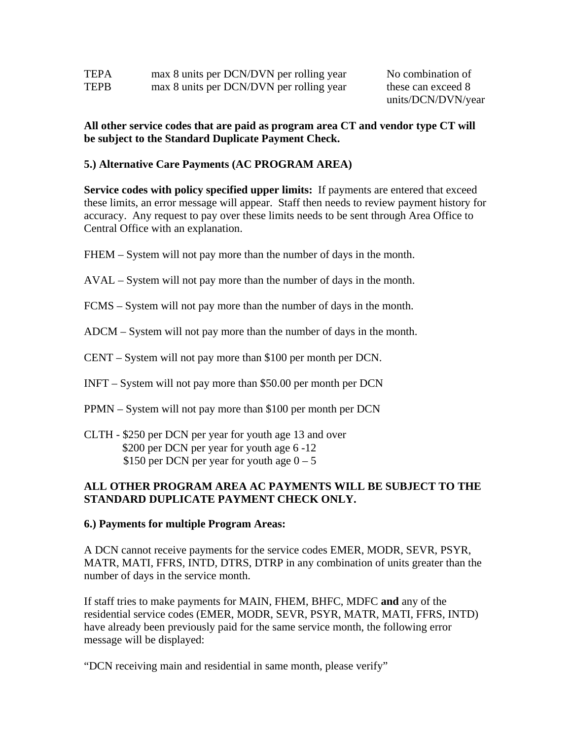| | | |
|---|---|---|
| TEPA | max 8 units per DCN/DVN per rolling year | No combination of these can exceed 8 units/DCN/DVN/year |
| TEPB | max 8 units per DCN/DVN per rolling year | |

**All other service codes that are paid as program area CT and vendor type CT will be subject to the Standard Duplicate Payment Check.**

**5.) Alternative Care Payments (AC PROGRAM AREA)**

**Service codes with policy specified upper limits:** If payments are entered that exceed these limits, an error message will appear. Staff then needs to review payment history for accuracy. Any request to pay over these limits needs to be sent through Area Office to Central Office with an explanation.

FHEM – System will not pay more than the number of days in the month.

AVAL – System will not pay more than the number of days in the month.

FCMS – System will not pay more than the number of days in the month.

ADCM – System will not pay more than the number of days in the month.

CENT – System will not pay more than $100 per month per DCN.

INFT – System will not pay more than $50.00 per month per DCN

PPMN – System will not pay more than $100 per month per DCN

CLTH - $250 per DCN per year for youth age 13 and over
$200 per DCN per year for youth age 6 -12
$150 per DCN per year for youth age 0 – 5

**ALL OTHER PROGRAM AREA AC PAYMENTS WILL BE SUBJECT TO THE STANDARD DUPLICATE PAYMENT CHECK ONLY.**

**6.) Payments for multiple Program Areas:**

A DCN cannot receive payments for the service codes EMER, MODR, SEVR, PSYR, MATR, MATI, FFRS, INTD, DTRS, DTRP in any combination of units greater than the number of days in the service month.

If staff tries to make payments for MAIN, FHEM, BHFC, MDFC **and** any of the residential service codes (EMER, MODR, SEVR, PSYR, MATR, MATI, FFRS, INTD) have already been previously paid for the same service month, the following error message will be displayed:

"DCN receiving main and residential in same month, please verify"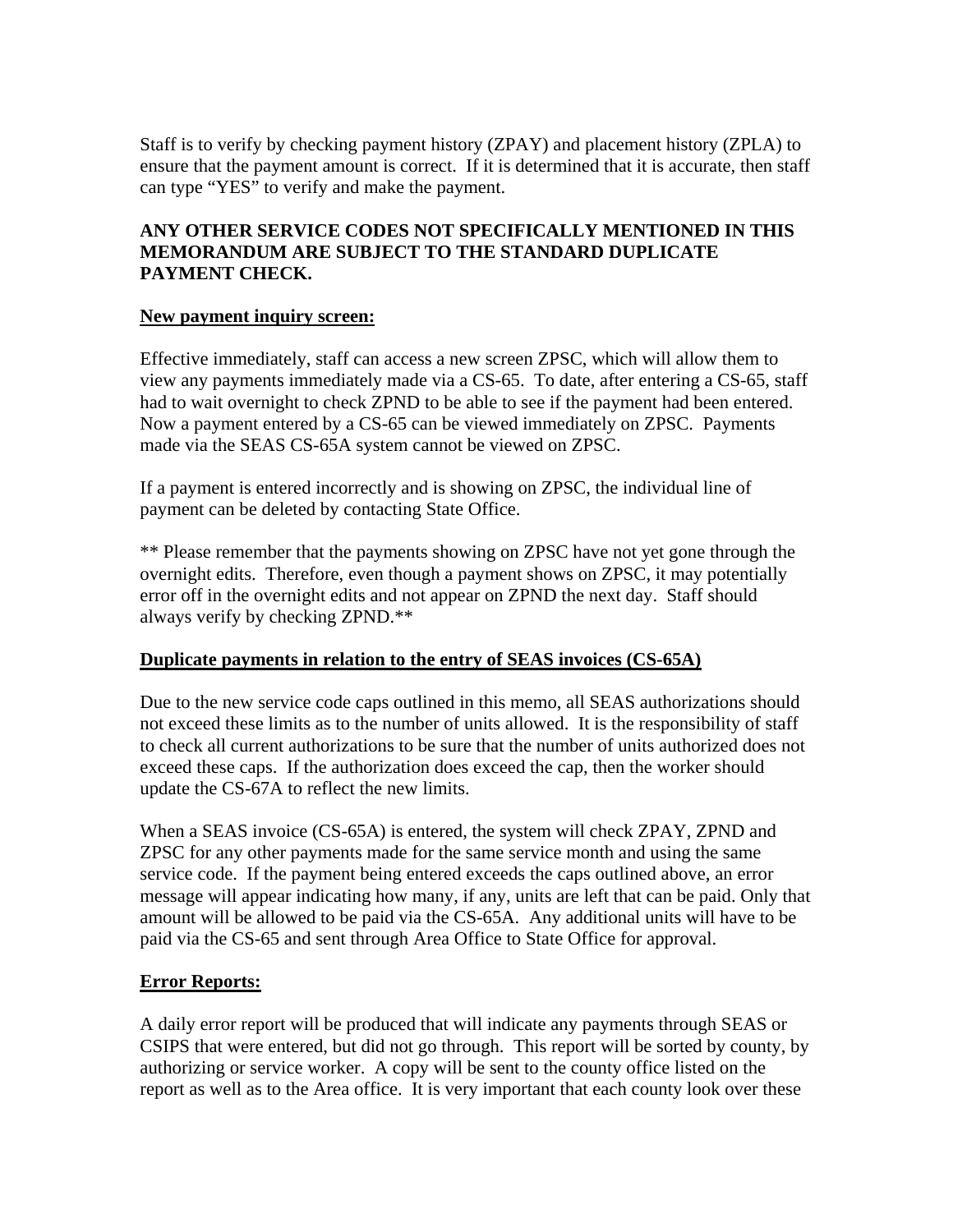Staff is to verify by checking payment history (ZPAY) and placement history (ZPLA) to ensure that the payment amount is correct. If it is determined that it is accurate, then staff can type "YES" to verify and make the payment.

**ANY OTHER SERVICE CODES NOT SPECIFICALLY MENTIONED IN THIS MEMORANDUM ARE SUBJECT TO THE STANDARD DUPLICATE PAYMENT CHECK.**

**New payment inquiry screen:**

Effective immediately, staff can access a new screen ZPSC, which will allow them to view any payments immediately made via a CS-65. To date, after entering a CS-65, staff had to wait overnight to check ZPND to be able to see if the payment had been entered. Now a payment entered by a CS-65 can be viewed immediately on ZPSC. Payments made via the SEAS CS-65A system cannot be viewed on ZPSC.

If a payment is entered incorrectly and is showing on ZPSC, the individual line of payment can be deleted by contacting State Office.

** Please remember that the payments showing on ZPSC have not yet gone through the overnight edits. Therefore, even though a payment shows on ZPSC, it may potentially error off in the overnight edits and not appear on ZPND the next day. Staff should always verify by checking ZPND.**

**Duplicate payments in relation to the entry of SEAS invoices (CS-65A)**

Due to the new service code caps outlined in this memo, all SEAS authorizations should not exceed these limits as to the number of units allowed. It is the responsibility of staff to check all current authorizations to be sure that the number of units authorized does not exceed these caps. If the authorization does exceed the cap, then the worker should update the CS-67A to reflect the new limits.

When a SEAS invoice (CS-65A) is entered, the system will check ZPAY, ZPND and ZPSC for any other payments made for the same service month and using the same service code. If the payment being entered exceeds the caps outlined above, an error message will appear indicating how many, if any, units are left that can be paid. Only that amount will be allowed to be paid via the CS-65A. Any additional units will have to be paid via the CS-65 and sent through Area Office to State Office for approval.

**Error Reports:**

A daily error report will be produced that will indicate any payments through SEAS or CSIPS that were entered, but did not go through. This report will be sorted by county, by authorizing or service worker. A copy will be sent to the county office listed on the report as well as to the Area office. It is very important that each county look over these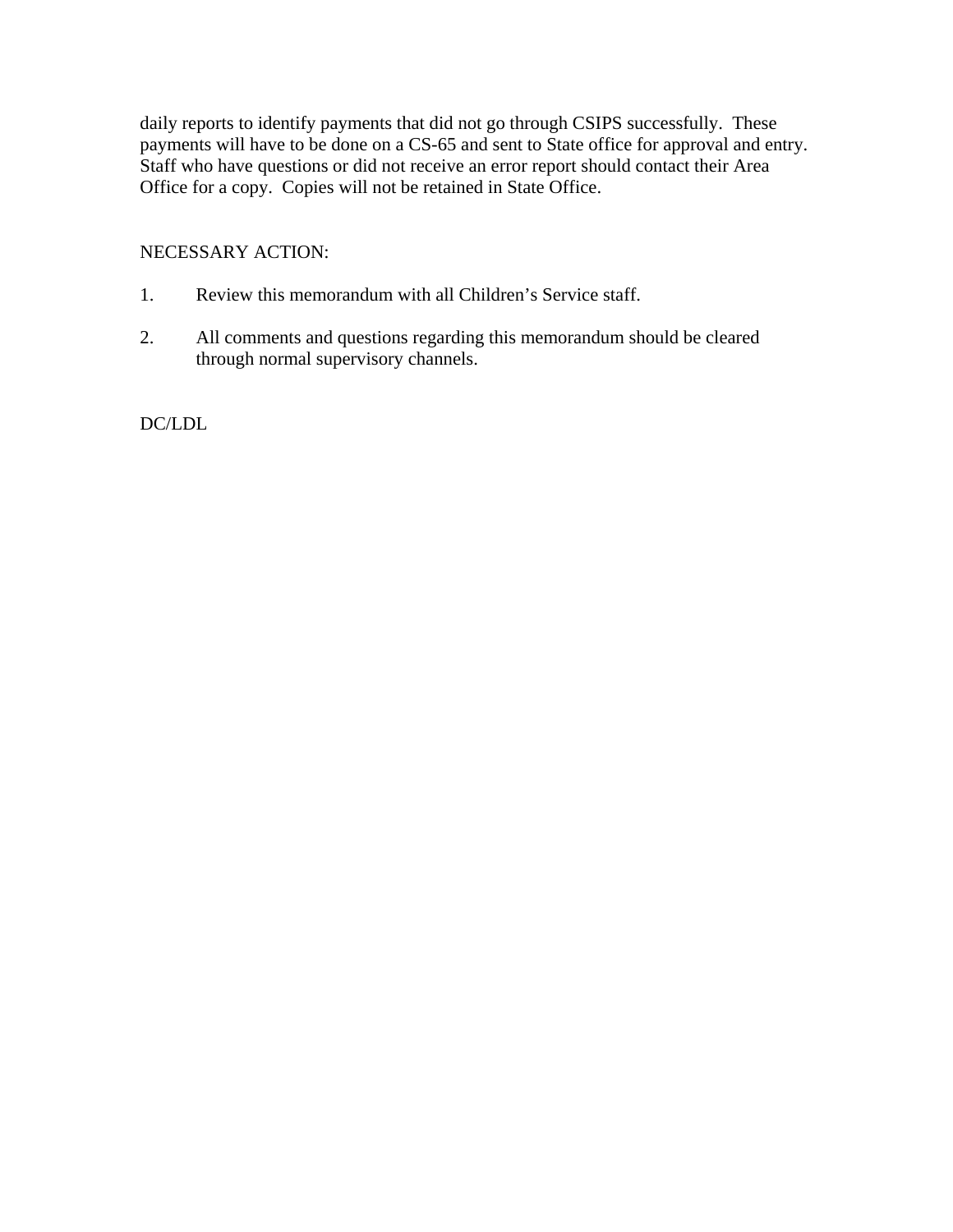daily reports to identify payments that did not go through CSIPS successfully. These payments will have to be done on a CS-65 and sent to State office for approval and entry. Staff who have questions or did not receive an error report should contact their Area Office for a copy. Copies will not be retained in State Office.

NECESSARY ACTION:

1. Review this memorandum with all Children's Service staff.

2. All comments and questions regarding this memorandum should be cleared through normal supervisory channels.

DC/LDL